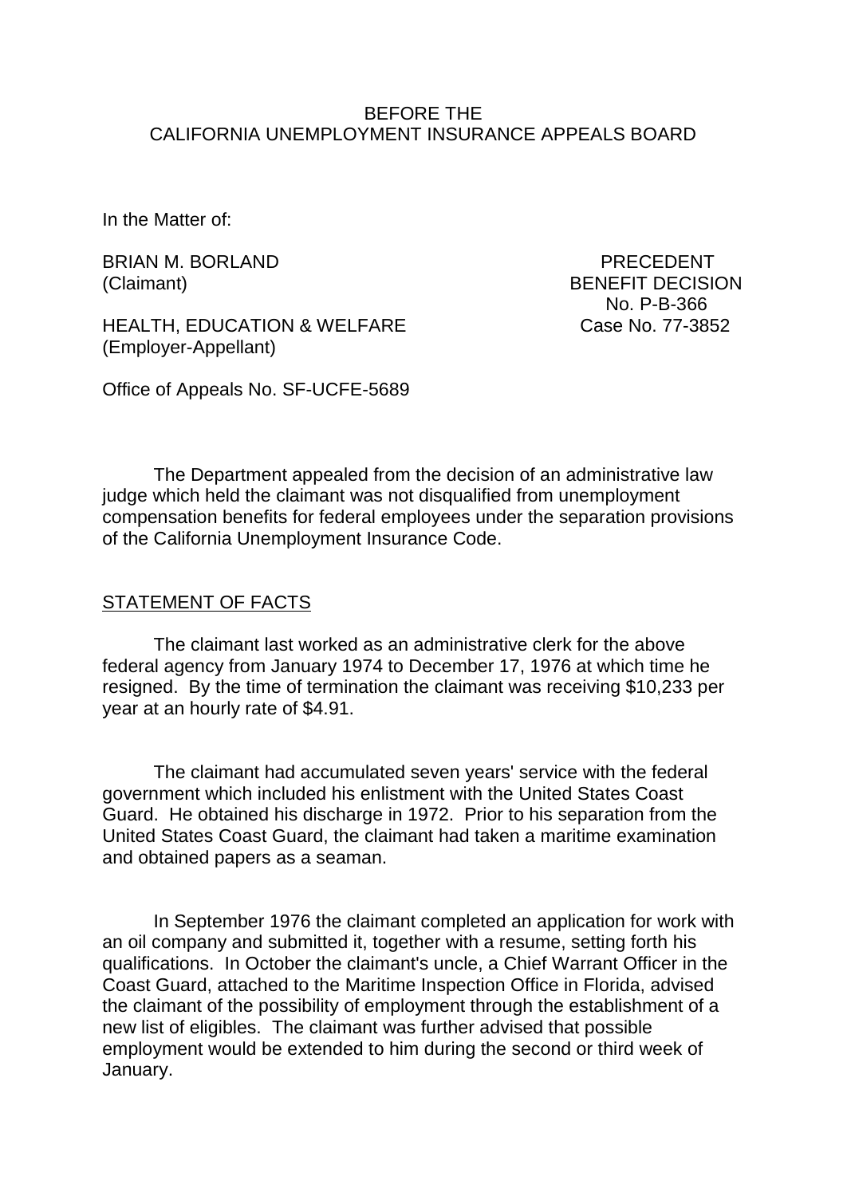BEFORE THE
CALIFORNIA UNEMPLOYMENT INSURANCE APPEALS BOARD

In the Matter of:

BRIAN M. BORLAND
(Claimant)

PRECEDENT
BENEFIT DECISION
No. P-B-366
Case No. 77-3852

HEALTH, EDUCATION & WELFARE
(Employer-Appellant)

Office of Appeals No. SF-UCFE-5689

The Department appealed from the decision of an administrative law judge which held the claimant was not disqualified from unemployment compensation benefits for federal employees under the separation provisions of the California Unemployment Insurance Code.

## STATEMENT OF FACTS

The claimant last worked as an administrative clerk for the above federal agency from January 1974 to December 17, 1976 at which time he resigned. By the time of termination the claimant was receiving $10,233 per year at an hourly rate of $4.91.

The claimant had accumulated seven years' service with the federal government which included his enlistment with the United States Coast Guard. He obtained his discharge in 1972. Prior to his separation from the United States Coast Guard, the claimant had taken a maritime examination and obtained papers as a seaman.

In September 1976 the claimant completed an application for work with an oil company and submitted it, together with a resume, setting forth his qualifications. In October the claimant's uncle, a Chief Warrant Officer in the Coast Guard, attached to the Maritime Inspection Office in Florida, advised the claimant of the possibility of employment through the establishment of a new list of eligibles. The claimant was further advised that possible employment would be extended to him during the second or third week of January.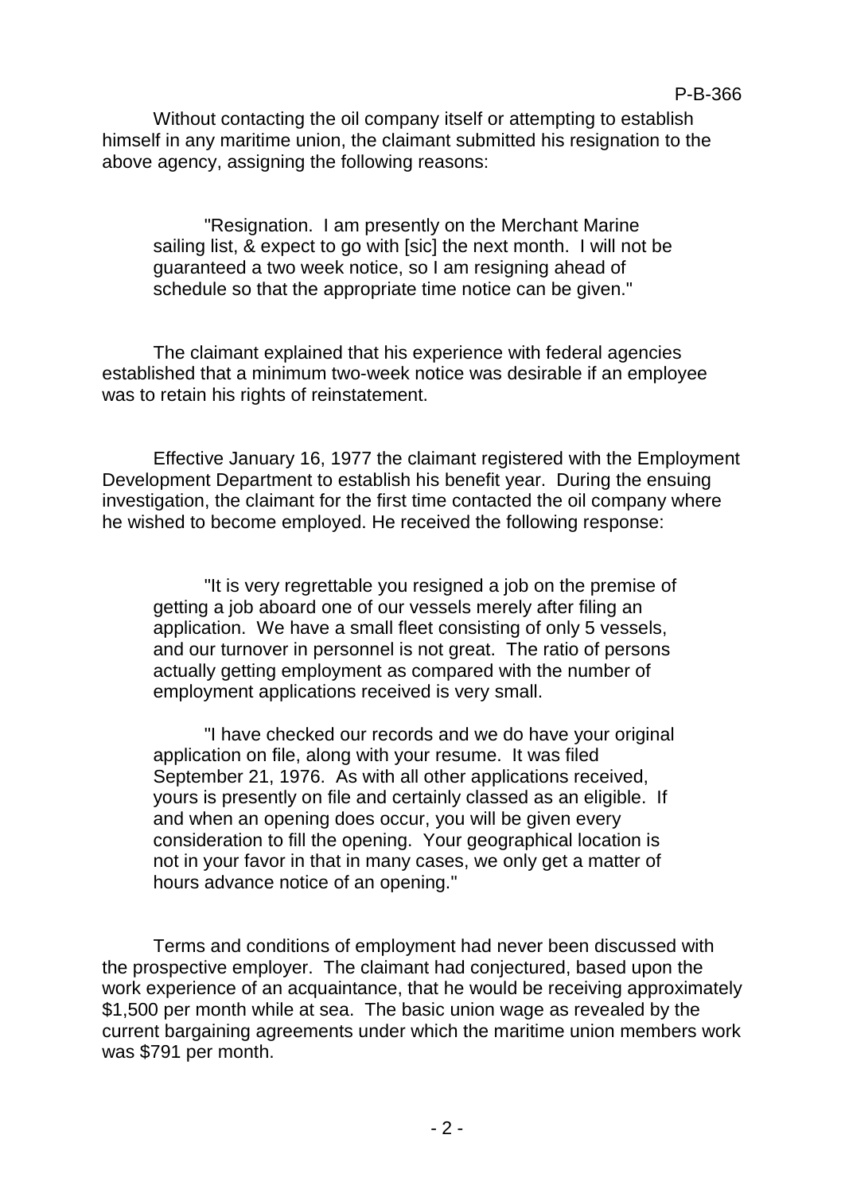Without contacting the oil company itself or attempting to establish himself in any maritime union, the claimant submitted his resignation to the above agency, assigning the following reasons:

> "Resignation. I am presently on the Merchant Marine sailing list, & expect to go with [sic] the next month. I will not be guaranteed a two week notice, so I am resigning ahead of schedule so that the appropriate time notice can be given."

The claimant explained that his experience with federal agencies established that a minimum two-week notice was desirable if an employee was to retain his rights of reinstatement.

Effective January 16, 1977 the claimant registered with the Employment Development Department to establish his benefit year. During the ensuing investigation, the claimant for the first time contacted the oil company where he wished to become employed. He received the following response:

> "It is very regrettable you resigned a job on the premise of getting a job aboard one of our vessels merely after filing an application. We have a small fleet consisting of only 5 vessels, and our turnover in personnel is not great. The ratio of persons actually getting employment as compared with the number of employment applications received is very small.
>
> "I have checked our records and we do have your original application on file, along with your resume. It was filed September 21, 1976. As with all other applications received, yours is presently on file and certainly classed as an eligible. If and when an opening does occur, you will be given every consideration to fill the opening. Your geographical location is not in your favor in that in many cases, we only get a matter of hours advance notice of an opening."

Terms and conditions of employment had never been discussed with the prospective employer. The claimant had conjectured, based upon the work experience of an acquaintance, that he would be receiving approximately $1,500 per month while at sea. The basic union wage as revealed by the current bargaining agreements under which the maritime union members work was $791 per month.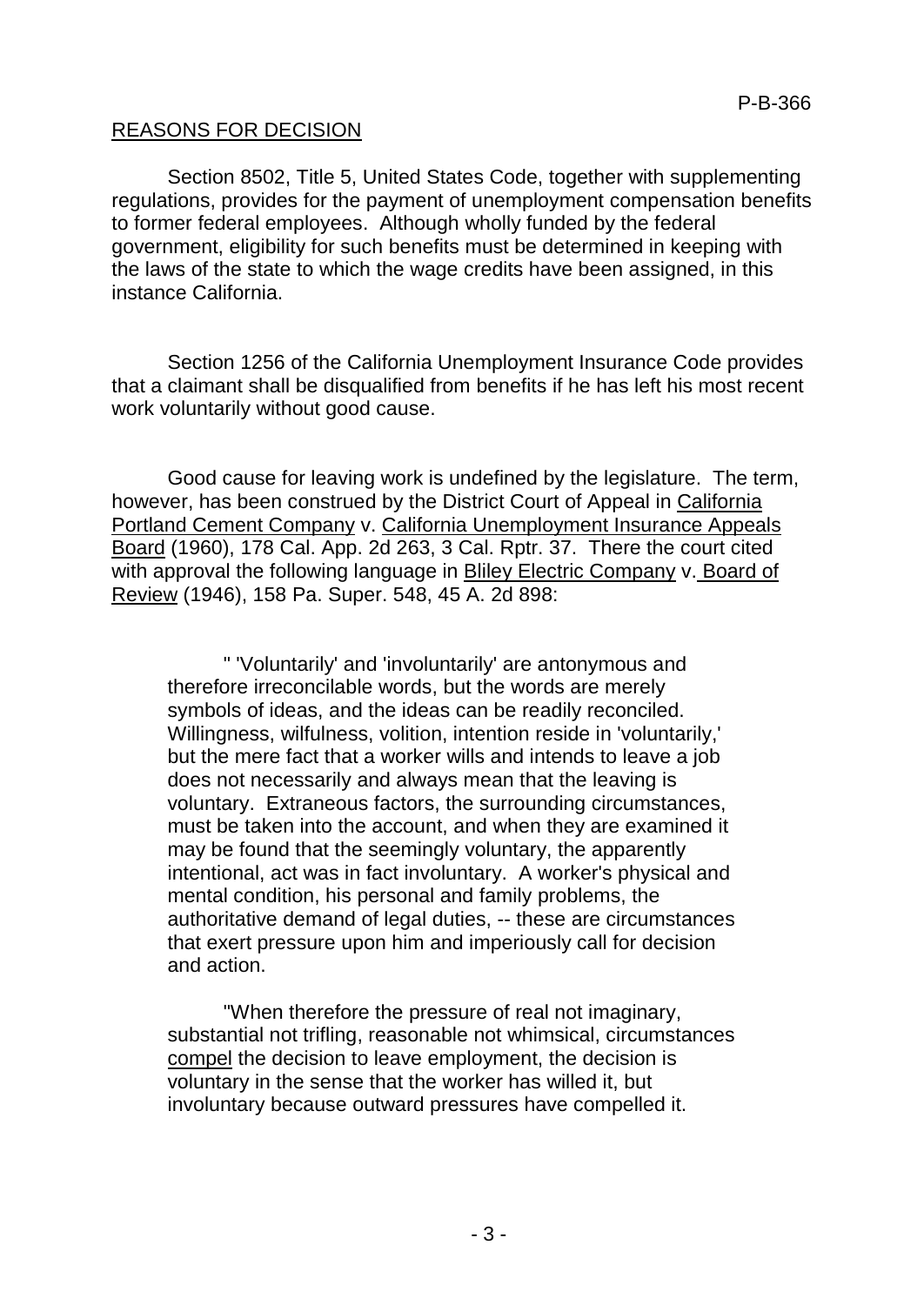## REASONS FOR DECISION

Section 8502, Title 5, United States Code, together with supplementing regulations, provides for the payment of unemployment compensation benefits to former federal employees. Although wholly funded by the federal government, eligibility for such benefits must be determined in keeping with the laws of the state to which the wage credits have been assigned, in this instance California.

Section 1256 of the California Unemployment Insurance Code provides that a claimant shall be disqualified from benefits if he has left his most recent work voluntarily without good cause.

Good cause for leaving work is undefined by the legislature. The term, however, has been construed by the District Court of Appeal in California Portland Cement Company v. California Unemployment Insurance Appeals Board (1960), 178 Cal. App. 2d 263, 3 Cal. Rptr. 37. There the court cited with approval the following language in Bliley Electric Company v. Board of Review (1946), 158 Pa. Super. 548, 45 A. 2d 898:

> " 'Voluntarily' and 'involuntarily' are antonymous and therefore irreconcilable words, but the words are merely symbols of ideas, and the ideas can be readily reconciled. Willingness, wilfulness, volition, intention reside in 'voluntarily,' but the mere fact that a worker wills and intends to leave a job does not necessarily and always mean that the leaving is voluntary. Extraneous factors, the surrounding circumstances, must be taken into the account, and when they are examined it may be found that the seemingly voluntary, the apparently intentional, act was in fact involuntary. A worker's physical and mental condition, his personal and family problems, the authoritative demand of legal duties, -- these are circumstances that exert pressure upon him and imperiously call for decision and action.
>
> "When therefore the pressure of real not imaginary, substantial not trifling, reasonable not whimsical, circumstances compel the decision to leave employment, the decision is voluntary in the sense that the worker has willed it, but involuntary because outward pressures have compelled it.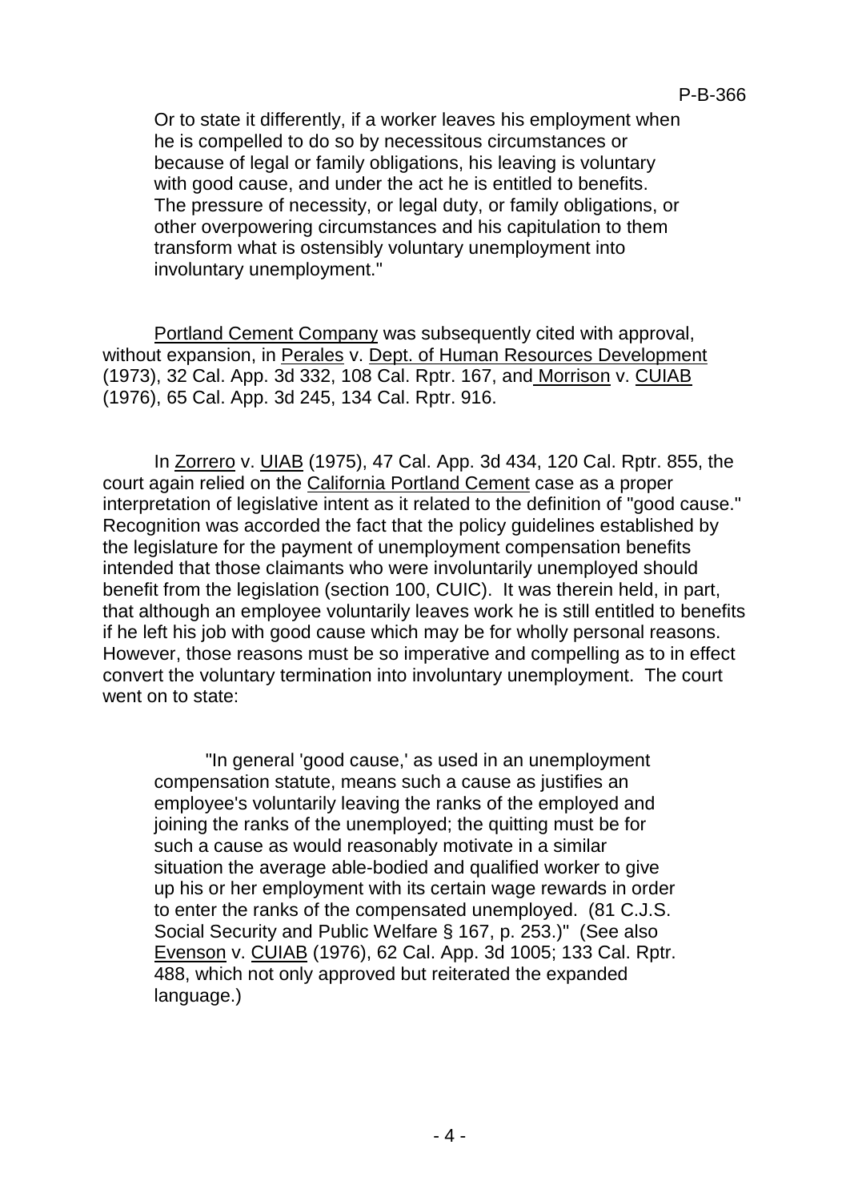> Or to state it differently, if a worker leaves his employment when he is compelled to do so by necessitous circumstances or because of legal or family obligations, his leaving is voluntary with good cause, and under the act he is entitled to benefits. The pressure of necessity, or legal duty, or family obligations, or other overpowering circumstances and his capitulation to them transform what is ostensibly voluntary unemployment into involuntary unemployment."

Portland Cement Company was subsequently cited with approval, without expansion, in Perales v. Dept. of Human Resources Development (1973), 32 Cal. App. 3d 332, 108 Cal. Rptr. 167, and Morrison v. CUIAB (1976), 65 Cal. App. 3d 245, 134 Cal. Rptr. 916.

In Zorrero v. UIAB (1975), 47 Cal. App. 3d 434, 120 Cal. Rptr. 855, the court again relied on the California Portland Cement case as a proper interpretation of legislative intent as it related to the definition of "good cause." Recognition was accorded the fact that the policy guidelines established by the legislature for the payment of unemployment compensation benefits intended that those claimants who were involuntarily unemployed should benefit from the legislation (section 100, CUIC). It was therein held, in part, that although an employee voluntarily leaves work he is still entitled to benefits if he left his job with good cause which may be for wholly personal reasons. However, those reasons must be so imperative and compelling as to in effect convert the voluntary termination into involuntary unemployment. The court went on to state:

> "In general 'good cause,' as used in an unemployment compensation statute, means such a cause as justifies an employee's voluntarily leaving the ranks of the employed and joining the ranks of the unemployed; the quitting must be for such a cause as would reasonably motivate in a similar situation the average able-bodied and qualified worker to give up his or her employment with its certain wage rewards in order to enter the ranks of the compensated unemployed. (81 C.J.S. Social Security and Public Welfare § 167, p. 253.)" (See also Evenson v. CUIAB (1976), 62 Cal. App. 3d 1005; 133 Cal. Rptr. 488, which not only approved but reiterated the expanded language.)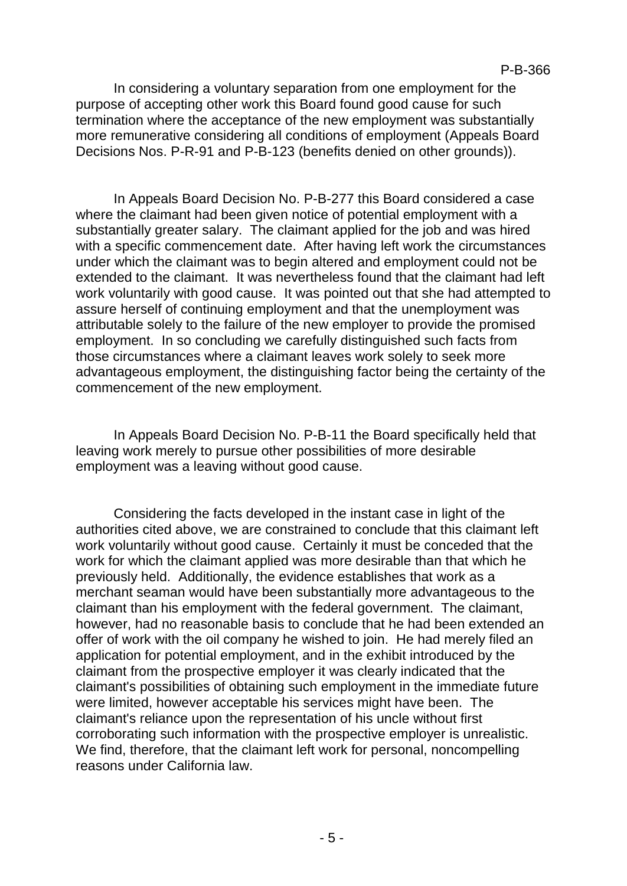In considering a voluntary separation from one employment for the purpose of accepting other work this Board found good cause for such termination where the acceptance of the new employment was substantially more remunerative considering all conditions of employment (Appeals Board Decisions Nos. P-R-91 and P-B-123 (benefits denied on other grounds)).

In Appeals Board Decision No. P-B-277 this Board considered a case where the claimant had been given notice of potential employment with a substantially greater salary. The claimant applied for the job and was hired with a specific commencement date. After having left work the circumstances under which the claimant was to begin altered and employment could not be extended to the claimant. It was nevertheless found that the claimant had left work voluntarily with good cause. It was pointed out that she had attempted to assure herself of continuing employment and that the unemployment was attributable solely to the failure of the new employer to provide the promised employment. In so concluding we carefully distinguished such facts from those circumstances where a claimant leaves work solely to seek more advantageous employment, the distinguishing factor being the certainty of the commencement of the new employment.

In Appeals Board Decision No. P-B-11 the Board specifically held that leaving work merely to pursue other possibilities of more desirable employment was a leaving without good cause.

Considering the facts developed in the instant case in light of the authorities cited above, we are constrained to conclude that this claimant left work voluntarily without good cause. Certainly it must be conceded that the work for which the claimant applied was more desirable than that which he previously held. Additionally, the evidence establishes that work as a merchant seaman would have been substantially more advantageous to the claimant than his employment with the federal government. The claimant, however, had no reasonable basis to conclude that he had been extended an offer of work with the oil company he wished to join. He had merely filed an application for potential employment, and in the exhibit introduced by the claimant from the prospective employer it was clearly indicated that the claimant's possibilities of obtaining such employment in the immediate future were limited, however acceptable his services might have been. The claimant's reliance upon the representation of his uncle without first corroborating such information with the prospective employer is unrealistic. We find, therefore, that the claimant left work for personal, noncompelling reasons under California law.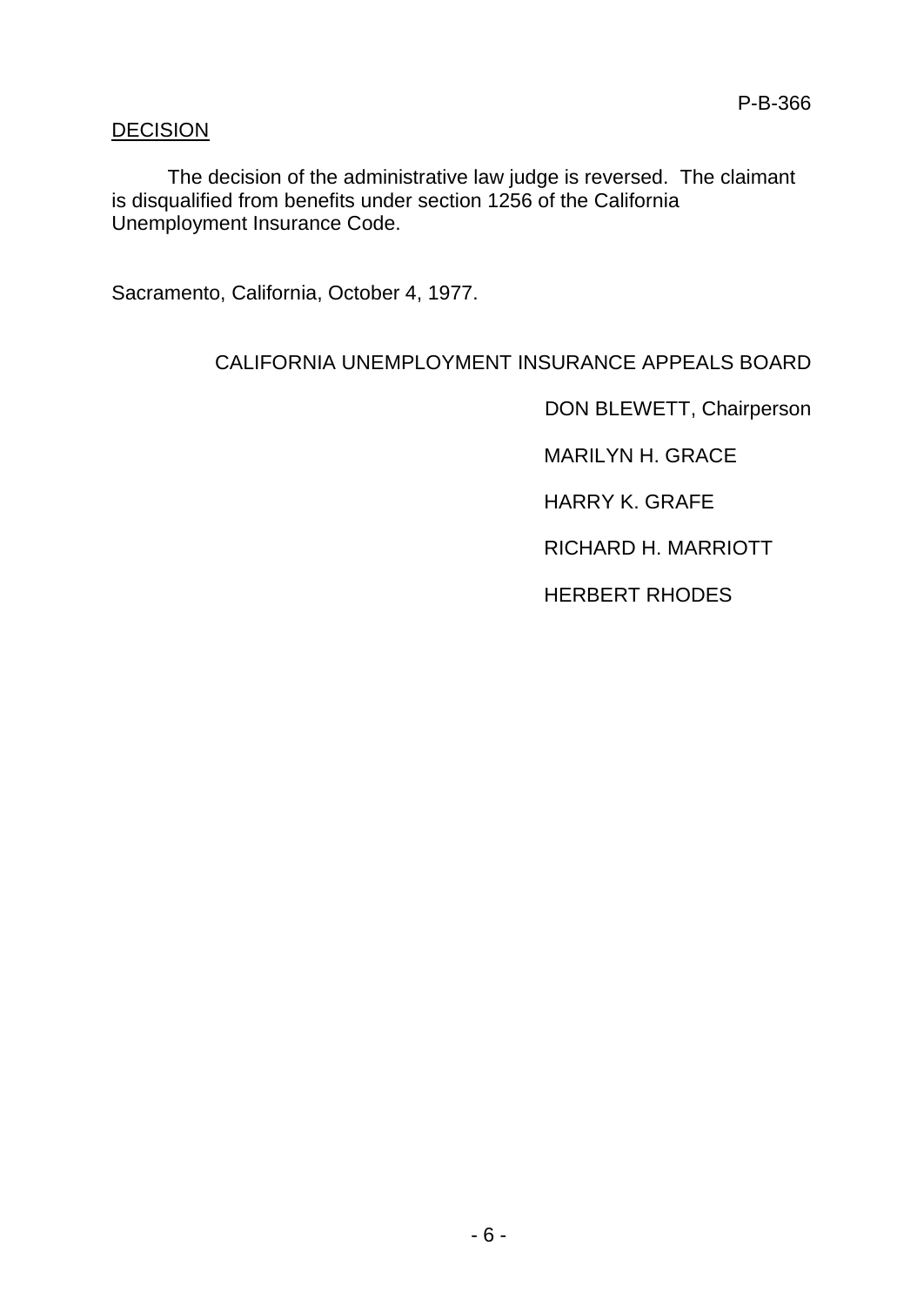## DECISION

The decision of the administrative law judge is reversed. The claimant is disqualified from benefits under section 1256 of the California Unemployment Insurance Code.

Sacramento, California, October 4, 1977.

CALIFORNIA UNEMPLOYMENT INSURANCE APPEALS BOARD

DON BLEWETT, Chairperson

MARILYN H. GRACE

HARRY K. GRAFE

RICHARD H. MARRIOTT

HERBERT RHODES